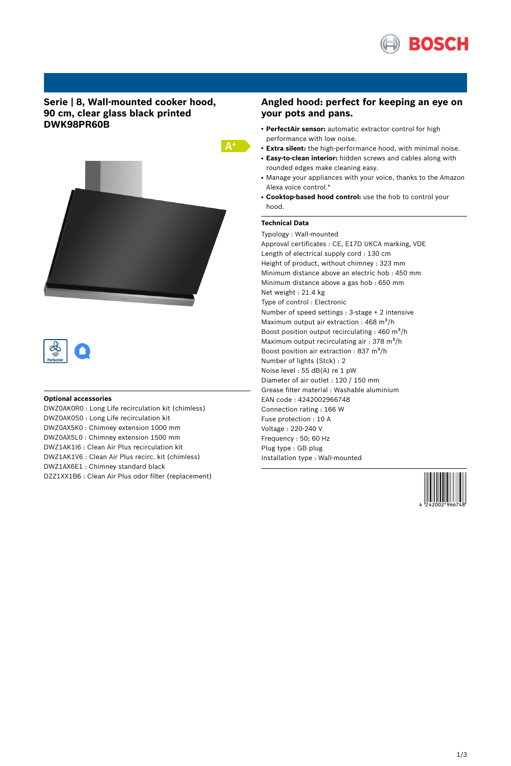# Serie | 8, Wall-mounted cooker hood, 90 cm, clear glass black printed DWK98PR60B

## Optional accessories

DWZ0AK0R0 : Long Life recirculation kit (chimless)
DWZ0AK0S0 : Long Life recirculation kit
DWZ0AX5K0 : Chimney extension 1000 mm
DWZ0AX5L0 : Chimney extension 1500 mm
DWZ1AK1I6 : Clean Air Plus recirculation kit
DWZ1AK1V6 : Clean Air Plus recirc. kit (chimless)
DWZ1AX6E1 : Chimney standard black
DZZ1XX1B6 : Clean Air Plus odor filter (replacement)

## Angled hood: perfect for keeping an eye on your pots and pans.

- **PerfectAir sensor:** automatic extractor control for high performance with low noise.
- **Extra silent:** the high-performance hood, with minimal noise.
- **Easy-to-clean interior:** hidden screws and cables along with rounded edges make cleaning easy.
- Manage your appliances with your voice, thanks to the Amazon Alexa voice control.*
- **Cooktop-based hood control:** use the hob to control your hood.

## Technical Data

Typology : Wall-mounted
Approval certificates : CE, E17D UKCA marking, VDE
Length of electrical supply cord : 130 cm
Height of product, without chimney : 323 mm
Minimum distance above an electric hob : 450 mm
Minimum distance above a gas hob : 650 mm
Net weight : 21.4 kg
Type of control : Electronic
Number of speed settings : 3-stage + 2 intensive
Maximum output air extraction : 468 m³/h
Boost position output recirculating : 460 m³/h
Maximum output recirculating air : 378 m³/h
Boost position air extraction : 837 m³/h
Number of lights (Stck) : 2
Noise level : 55 dB(A) re 1 pW
Diameter of air outlet : 120 / 150 mm
Grease filter material : Washable aluminium
EAN code : 4242002966748
Connection rating : 166 W
Fuse protection : 10 A
Voltage : 220-240 V
Frequency : 50; 60 Hz
Plug type : GB plug
Installation type : Wall-mounted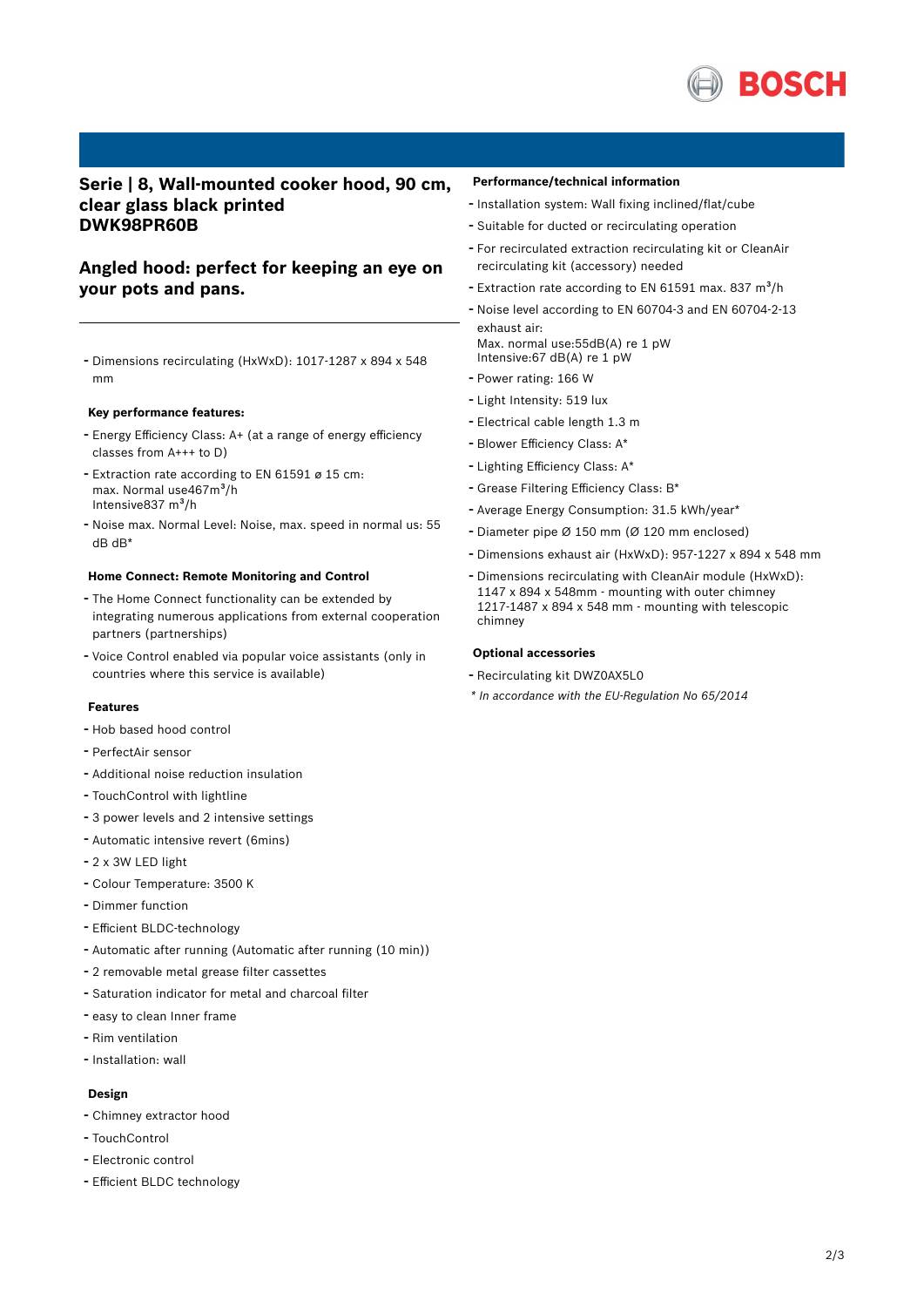## Serie | 8, Wall-mounted cooker hood, 90 cm, clear glass black printed DWK98PR60B

## Angled hood: perfect for keeping an eye on your pots and pans.

- Dimensions recirculating (HxWxD): 1017-1287 x 894 x 548 mm

### Key performance features:

- Energy Efficiency Class: A+ (at a range of energy efficiency classes from A+++ to D)
- Extraction rate according to EN 61591 ø 15 cm: max. Normal use467m³/h Intensive837 m³/h
- Noise max. Normal Level: Noise, max. speed in normal us: 55 dB dB*

### Home Connect: Remote Monitoring and Control

- The Home Connect functionality can be extended by integrating numerous applications from external cooperation partners (partnerships)
- Voice Control enabled via popular voice assistants (only in countries where this service is available)

### Features

- Hob based hood control
- PerfectAir sensor
- Additional noise reduction insulation
- TouchControl with lightline
- 3 power levels and 2 intensive settings
- Automatic intensive revert (6mins)
- 2 x 3W LED light
- Colour Temperature: 3500 K
- Dimmer function
- Efficient BLDC-technology
- Automatic after running (Automatic after running (10 min))
- 2 removable metal grease filter cassettes
- Saturation indicator for metal and charcoal filter
- easy to clean Inner frame
- Rim ventilation
- Installation: wall

### Design

- Chimney extractor hood
- TouchControl
- Electronic control
- Efficient BLDC technology

### Performance/technical information

- Installation system: Wall fixing inclined/flat/cube
- Suitable for ducted or recirculating operation
- For recirculated extraction recirculating kit or CleanAir recirculating kit (accessory) needed
- Extraction rate according to EN 61591 max. 837 m³/h
- Noise level according to EN 60704-3 and EN 60704-2-13 exhaust air: Max. normal use:55dB(A) re 1 pW Intensive:67 dB(A) re 1 pW
- Power rating: 166 W
- Light Intensity: 519 lux
- Electrical cable length 1.3 m
- Blower Efficiency Class: A*
- Lighting Efficiency Class: A*
- Grease Filtering Efficiency Class: B*
- Average Energy Consumption: 31.5 kWh/year*
- Diameter pipe Ø 150 mm (Ø 120 mm enclosed)
- Dimensions exhaust air (HxWxD): 957-1227 x 894 x 548 mm
- Dimensions recirculating with CleanAir module (HxWxD): 1147 x 894 x 548mm - mounting with outer chimney 1217-1487 x 894 x 548 mm - mounting with telescopic chimney

### Optional accessories

- Recirculating kit DWZ0AX5L0

*\* In accordance with the EU-Regulation No 65/2014*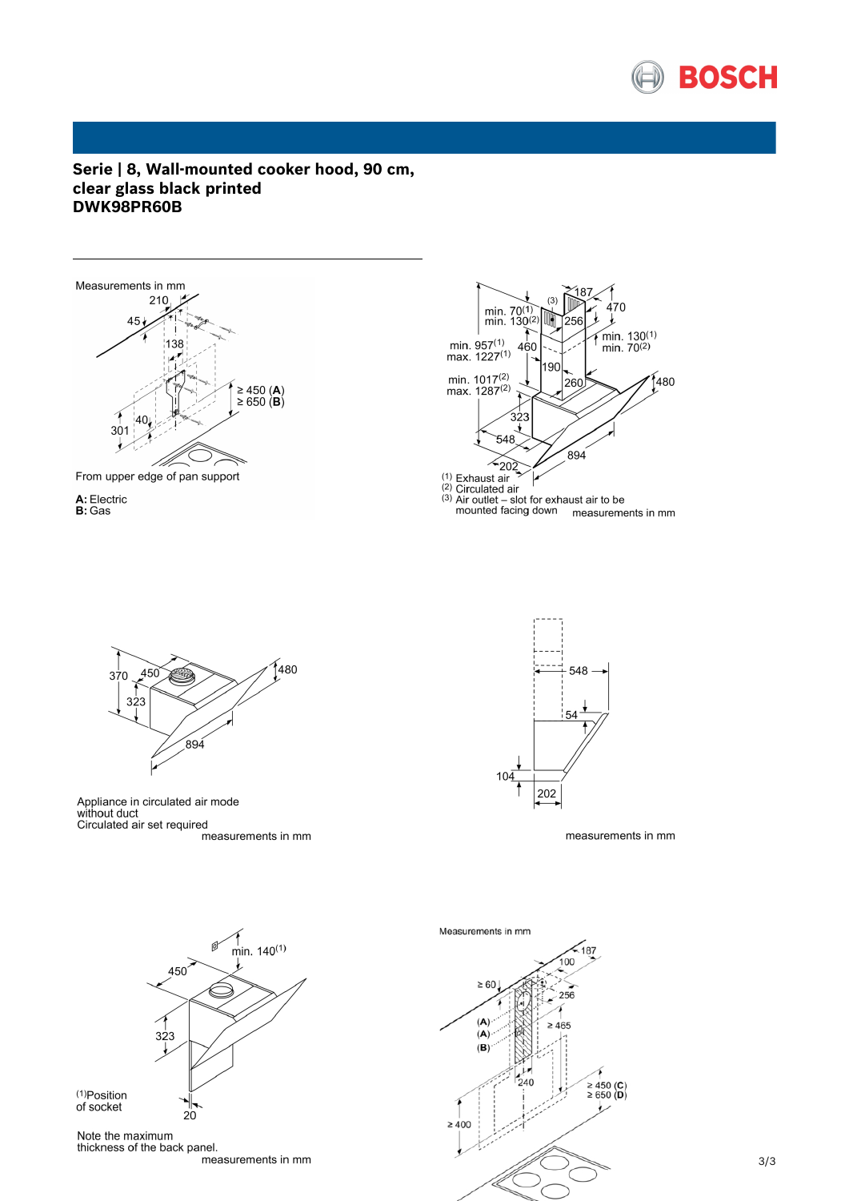# Serie | 8, Wall-mounted cooker hood, 90 cm, clear glass black printed DWK98PR60B

Measurements in mm

210

45

138

≥ 450 (**A**)
≥ 650 (**B**)

40

301

From upper edge of pan support

**A:** Electric
**B:** Gas

(3)

187

min. 70(1)
min. 130(2)

470

256

min. 130(1)
min. 70(2)

min. 957(1)
max. 1227(1)

460

190

min. 1017(2)
max. 1287(2)

260

480

323

548

894

202

(1) Exhaust air
(2) Circulated air
(3) Air outlet – slot for exhaust air to be mounted facing down

measurements in mm

370

450

480

323

894

Appliance in circulated air mode without duct
Circulated air set required

measurements in mm

548

54

104

202

measurements in mm

min. 140(1)

450

323

(1)Position of socket

20

Note the maximum thickness of the back panel.

measurements in mm

Measurements in mm

187

100

≥ 60

256

(A)
(A)
(B)

≥ 465

240

≥ 450 (**C**)
≥ 650 (**D**)

≥ 400